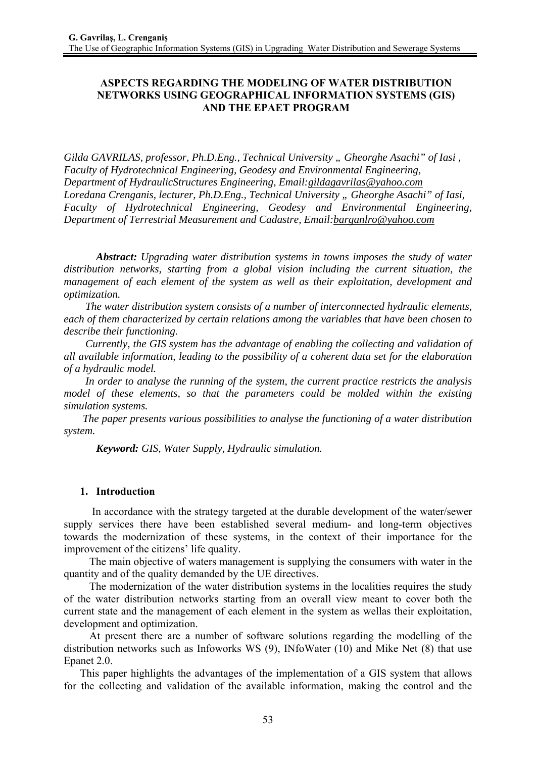# ASPECTS REGARDING THE MODELING OF WATER DISTRIBUTION NETWORKS USING GEOGRAPHICAL INFORMATION SYSTEMS (GIS) AND THE EPAET PROGRAM

*Gilda GAVRILAS, professor, Ph.D.Eng., Technical University „ Gheorghe Asachi" of Iasi , Faculty of Hydrotechnical Engineering, Geodesy and Environmental Engineering, Department of HydraulicStructures Engineering, Email:gildagavrilas@yahoo.com*
*Loredana Crenganis, lecturer, Ph.D.Eng., Technical University „ Gheorghe Asachi" of Iasi, Faculty of Hydrotechnical Engineering, Geodesy and Environmental Engineering, Department of Terrestrial Measurement and Cadastre, Email:barganlro@yahoo.com*

***Abstract:*** *Upgrading water distribution systems in towns imposes the study of water distribution networks, starting from a global vision including the current situation, the management of each element of the system as well as their exploitation, development and optimization.*

*The water distribution system consists of a number of interconnected hydraulic elements, each of them characterized by certain relations among the variables that have been chosen to describe their functioning.*

*Currently, the GIS system has the advantage of enabling the collecting and validation of all available information, leading to the possibility of a coherent data set for the elaboration of a hydraulic model.*

*In order to analyse the running of the system, the current practice restricts the analysis model of these elements, so that the parameters could be molded within the existing simulation systems.*

*The paper presents various possibilities to analyse the functioning of a water distribution system.*

***Keyword:*** *GIS, Water Supply, Hydraulic simulation.*

## 1. Introduction

In accordance with the strategy targeted at the durable development of the water/sewer supply services there have been established several medium- and long-term objectives towards the modernization of these systems, in the context of their importance for the improvement of the citizens' life quality.

The main objective of waters management is supplying the consumers with water in the quantity and of the quality demanded by the UE directives.

The modernization of the water distribution systems in the localities requires the study of the water distribution networks starting from an overall view meant to cover both the current state and the management of each element in the system as wellas their exploitation, development and optimization.

At present there are a number of software solutions regarding the modelling of the distribution networks such as Infoworks WS (9), INfoWater (10) and Mike Net (8) that use Epanet 2.0.

This paper highlights the advantages of the implementation of a GIS system that allows for the collecting and validation of the available information, making the control and the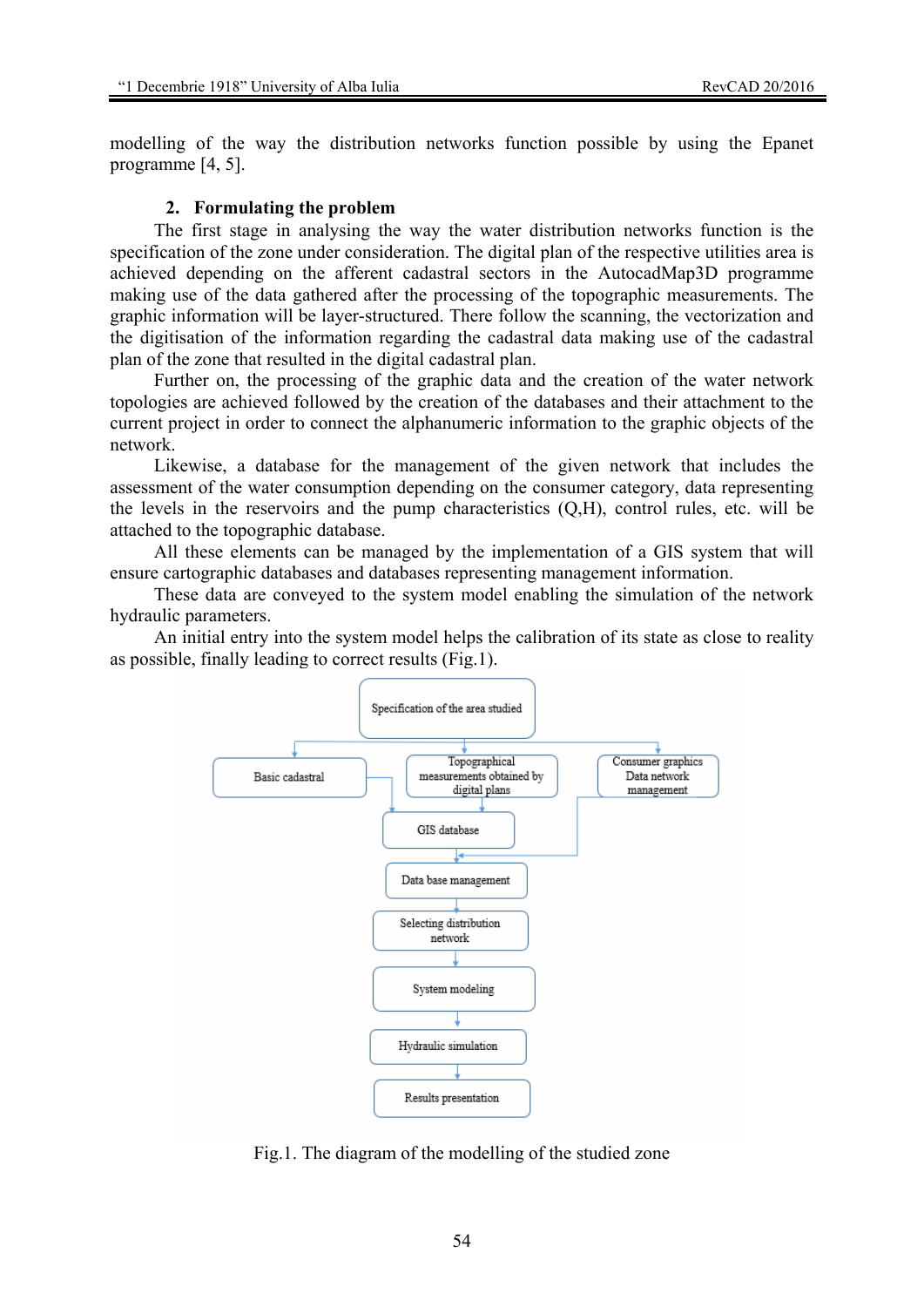modelling of the way the distribution networks function possible by using the Epanet programme [4, 5].

## 2. Formulating the problem

The first stage in analysing the way the water distribution networks function is the specification of the zone under consideration. The digital plan of the respective utilities area is achieved depending on the afferent cadastral sectors in the AutocadMap3D programme making use of the data gathered after the processing of the topographic measurements. The graphic information will be layer-structured. There follow the scanning, the vectorization and the digitisation of the information regarding the cadastral data making use of the cadastral plan of the zone that resulted in the digital cadastral plan.

Further on, the processing of the graphic data and the creation of the water network topologies are achieved followed by the creation of the databases and their attachment to the current project in order to connect the alphanumeric information to the graphic objects of the network.

Likewise, a database for the management of the given network that includes the assessment of the water consumption depending on the consumer category, data representing the levels in the reservoirs and the pump characteristics (Q,H), control rules, etc. will be attached to the topographic database.

All these elements can be managed by the implementation of a GIS system that will ensure cartographic databases and databases representing management information.

These data are conveyed to the system model enabling the simulation of the network hydraulic parameters.

An initial entry into the system model helps the calibration of its state as close to reality as possible, finally leading to correct results (Fig.1).

Specification of the area studied

Basic cadastral | Topographical measurements obtained by digital plans | Consumer graphics Data network management

GIS database

Data base management

Selecting distribution network

System modeling

Hydraulic simulation

Results presentation

Fig.1. The diagram of the modelling of the studied zone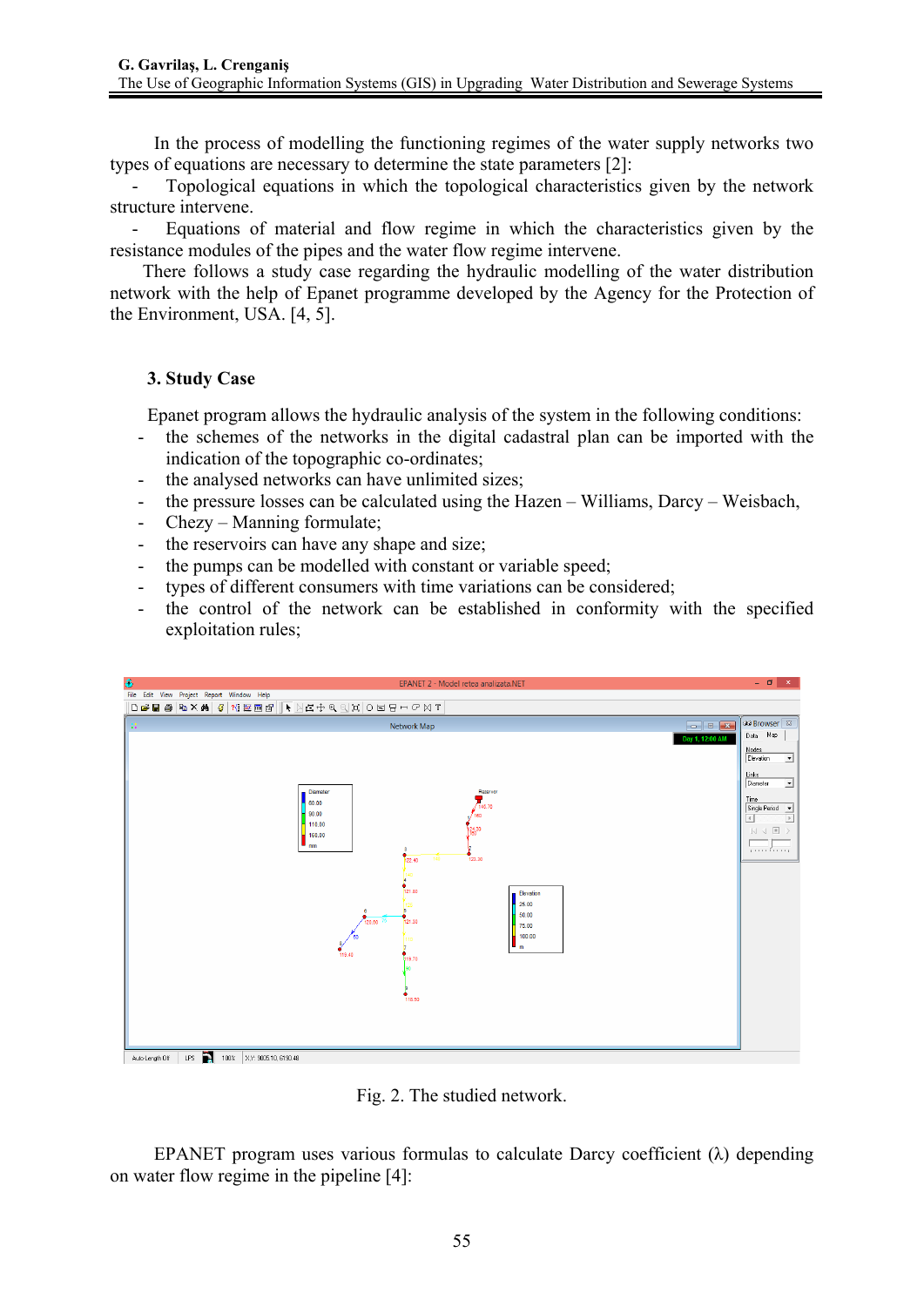In the process of modelling the functioning regimes of the water supply networks two types of equations are necessary to determine the state parameters [2]:

- Topological equations in which the topological characteristics given by the network structure intervene.
- Equations of material and flow regime in which the characteristics given by the resistance modules of the pipes and the water flow regime intervene.

There follows a study case regarding the hydraulic modelling of the water distribution network with the help of Epanet programme developed by the Agency for the Protection of the Environment, USA. [4, 5].

## 3. Study Case

Epanet program allows the hydraulic analysis of the system in the following conditions:

- the schemes of the networks in the digital cadastral plan can be imported with the indication of the topographic co-ordinates;
- the analysed networks can have unlimited sizes;
- the pressure losses can be calculated using the Hazen – Williams, Darcy – Weisbach,
- Chezy – Manning formulate;
- the reservoirs can have any shape and size;
- the pumps can be modelled with constant or variable speed;
- types of different consumers with time variations can be considered;
- the control of the network can be established in conformity with the specified exploitation rules;

Fig. 2. The studied network.

EPANET program uses various formulas to calculate Darcy coefficient (λ) depending on water flow regime in the pipeline [4]: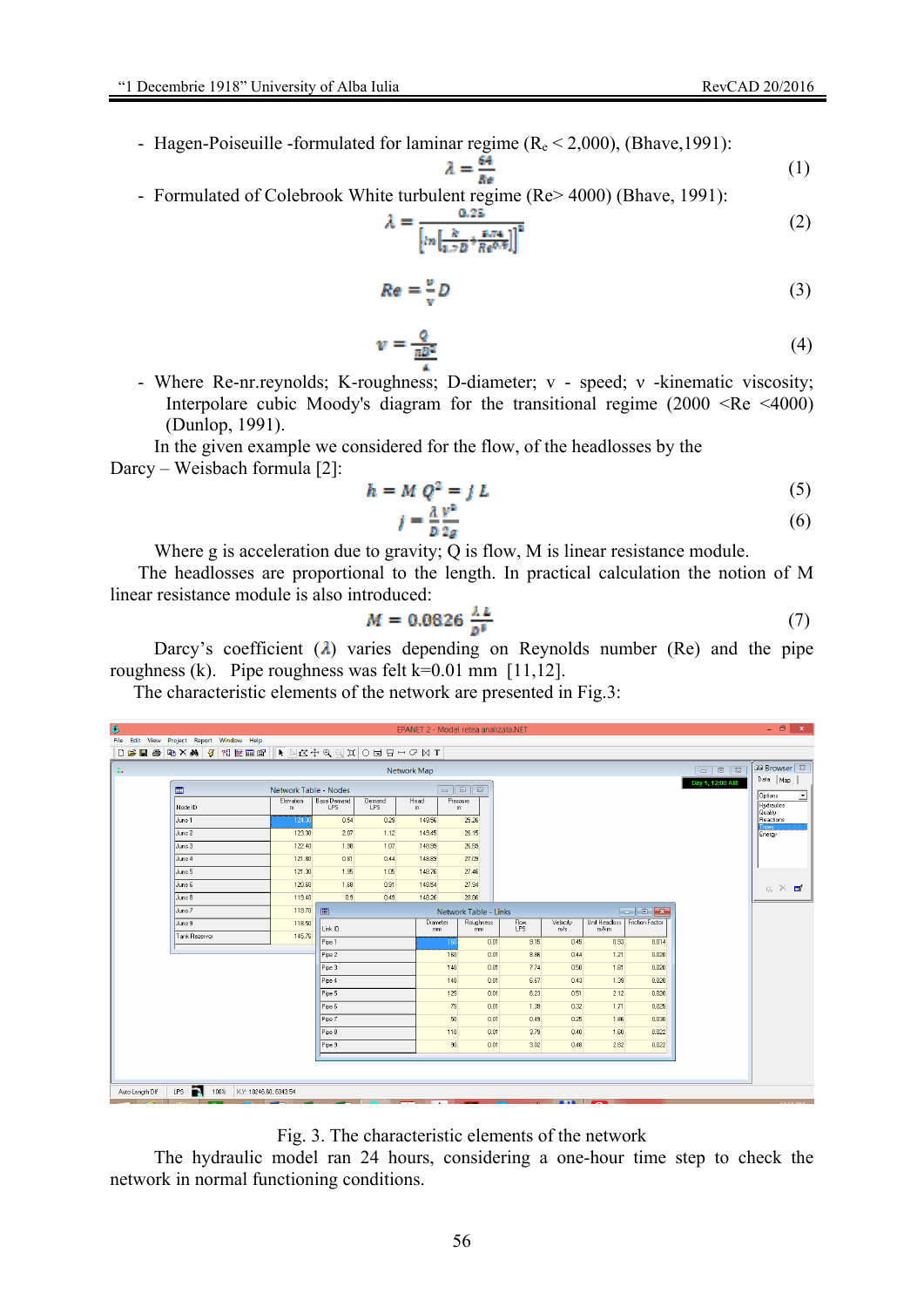- Hagen-Poiseuille -formulated for laminar regime ($R_e$ < 2,000), (Bhave,1991):

$$\lambda = \frac{64}{Re} \tag{1}$$

- Formulated of Colebrook White turbulent regime (Re> 4000) (Bhave, 1991):

$$\lambda = \frac{0.25}{\left[\ln\left[\frac{k}{3.7D} + \frac{5.74}{Re^{0.9}}\right]\right]^2} \tag{2}$$

$$Re = \frac{v}{\nu} D \tag{3}$$

$$v = \frac{Q}{\frac{\pi D^2}{4}} \tag{4}$$

- Where Re-nr.reynolds; K-roughness; D-diameter; v - speed; ν -kinematic viscosity; Interpolare cubic Moody's diagram for the transitional regime (2000 <Re <4000) (Dunlop, 1991).

In the given example we considered for the flow, of the headlosses by the Darcy – Weisbach formula [2]:

$$h = M\,Q^2 = j\,L \tag{5}$$

$$j = \frac{\lambda}{D}\frac{v^2}{2g} \tag{6}$$

Where g is acceleration due to gravity; Q is flow, M is linear resistance module.

The headlosses are proportional to the length. In practical calculation the notion of M linear resistance module is also introduced:

$$M = 0.0826\,\frac{\lambda L}{D^5} \tag{7}$$

Darcy's coefficient ($\lambda$) varies depending on Reynolds number (Re) and the pipe roughness (k). Pipe roughness was felt k=0.01 mm [11,12].

The characteristic elements of the network are presented in Fig.3:

Network Table - Nodes

| Node ID | Elevation m | Base Demand LPS | Demand LPS | Head m | Pressure m |
|---|---|---|---|---|---|
| Junc 1 | 124.30 | 0.54 | 0.29 | 149.56 | 25.26 |
| Junc 2 | 123.30 | 2.07 | 1.12 | 149.45 | 26.15 |
| Junc 3 | 122.40 | 1.98 | 1.07 | 148.99 | 26.59 |
| Junc 4 | 121.80 | 0.81 | 0.44 | 148.89 | 27.09 |
| Junc 5 | 121.30 | 1.95 | 1.05 | 148.76 | 27.46 |
| Junc 6 | 120.60 | 1.68 | 0.91 | 148.54 | 27.94 |
| Junc 8 | 119.40 | 0.9 | 0.49 | 148.26 | 28.86 |
| Junc 7 | 119.70 | | | | |
| Junc 9 | 118.50 | | | | |
| Tank Rezervor | 145.76 | | | | |

Network Table - Links

| Link ID | Diameter mm | Roughness mm | Flow LPS | Velocity m/s | Unit Headloss m/km | Friction Factor |
|---|---|---|---|---|---|---|
| Pipe 1 | 160 | 0.01 | 9.15 | 0.45 | 0.93 | 0.014 |
| Pipe 2 | 160 | 0.01 | 8.86 | 0.44 | 1.21 | 0.020 |
| Pipe 3 | 140 | 0.01 | 7.74 | 0.50 | 1.81 | 0.020 |
| Pipe 4 | 140 | 0.01 | 6.67 | 0.43 | 1.39 | 0.020 |
| Pipe 5 | 125 | 0.01 | 6.23 | 0.51 | 2.12 | 0.020 |
| Pipe 6 | 75 | 0.01 | 1.39 | 0.32 | 1.71 | 0.025 |
| Pipe 7 | 50 | 0.01 | 0.49 | 0.25 | 1.86 | 0.030 |
| Pipe 8 | 110 | 0.01 | 3.79 | 0.40 | 1.60 | 0.022 |
| Pipe 9 | 90 | 0.01 | 3.02 | 0.48 | 2.82 | 0.022 |

Fig. 3. The characteristic elements of the network

The hydraulic model ran 24 hours, considering a one-hour time step to check the network in normal functioning conditions.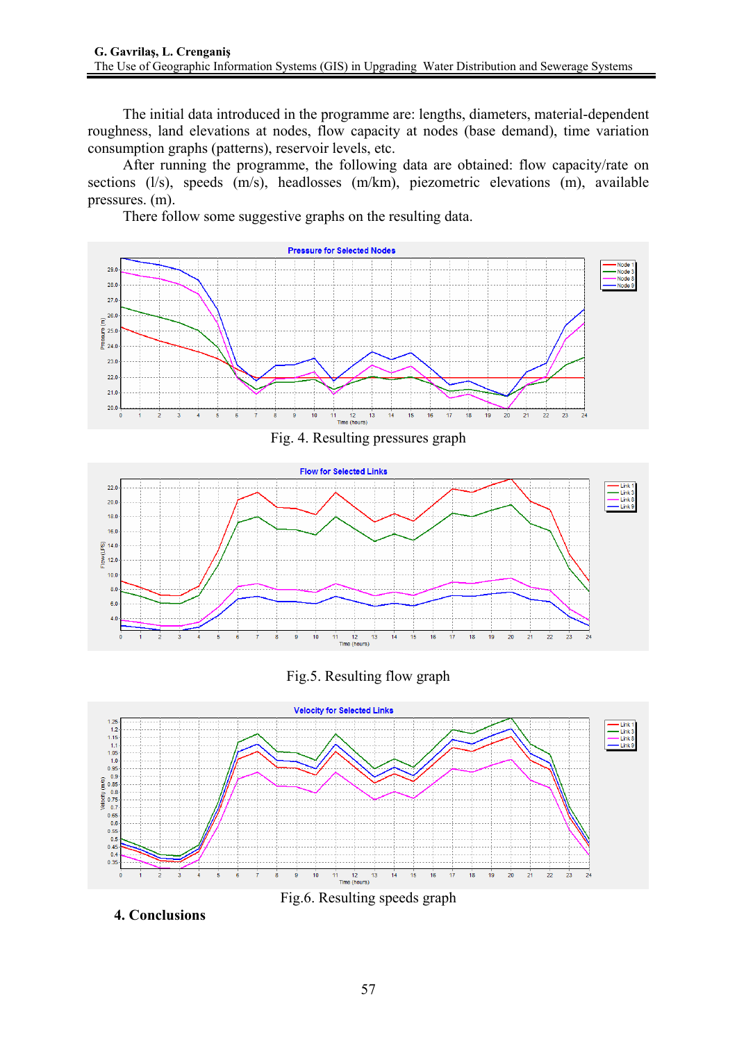The initial data introduced in the programme are: lengths, diameters, material-dependent roughness, land elevations at nodes, flow capacity at nodes (base demand), time variation consumption graphs (patterns), reservoir levels, etc.

After running the programme, the following data are obtained: flow capacity/rate on sections (l/s), speeds (m/s), headlosses (m/km), piezometric elevations (m), available pressures. (m).

There follow some suggestive graphs on the resulting data.

Fig. 4. Resulting pressures graph

Fig.5. Resulting flow graph

Fig.6. Resulting speeds graph

## 4. Conclusions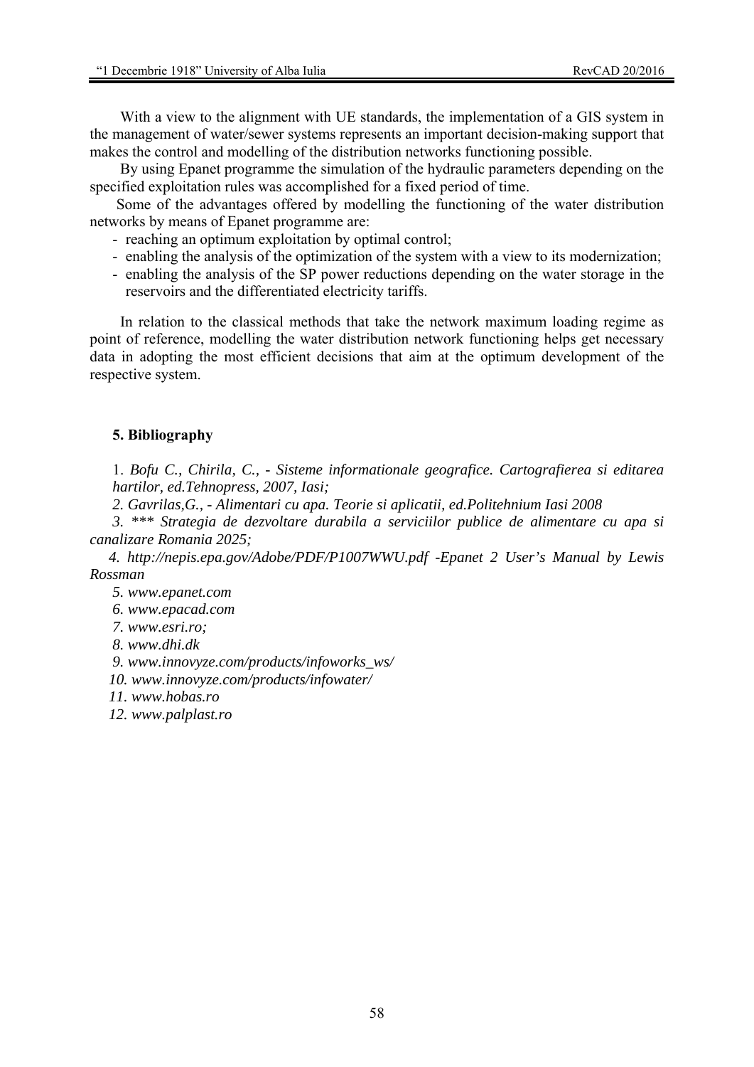With a view to the alignment with UE standards, the implementation of a GIS system in the management of water/sewer systems represents an important decision-making support that makes the control and modelling of the distribution networks functioning possible.

By using Epanet programme the simulation of the hydraulic parameters depending on the specified exploitation rules was accomplished for a fixed period of time.

Some of the advantages offered by modelling the functioning of the water distribution networks by means of Epanet programme are:

- reaching an optimum exploitation by optimal control;
- enabling the analysis of the optimization of the system with a view to its modernization;
- enabling the analysis of the SP power reductions depending on the water storage in the reservoirs and the differentiated electricity tariffs.

In relation to the classical methods that take the network maximum loading regime as point of reference, modelling the water distribution network functioning helps get necessary data in adopting the most efficient decisions that aim at the optimum development of the respective system.

## 5. Bibliography

1. *Bofu C., Chirila, C., - Sisteme informationale geografice. Cartografierea si editarea hartilor, ed.Tehnopress, 2007, Iasi;*
2. *Gavrilas,G., - Alimentari cu apa. Teorie si aplicatii, ed.Politehnium Iasi 2008*
3. *\*\*\* Strategia de dezvoltare durabila a serviciilor publice de alimentare cu apa si canalizare Romania 2025;*
4. *http://nepis.epa.gov/Adobe/PDF/P1007WWU.pdf -Epanet 2 User's Manual by Lewis Rossman*
5. *www.epanet.com*
6. *www.epacad.com*
7. *www.esri.ro;*
8. *www.dhi.dk*
9. *www.innovyze.com/products/infoworks_ws/*
10. *www.innovyze.com/products/infowater/*
11. *www.hobas.ro*
12. *www.palplast.ro*